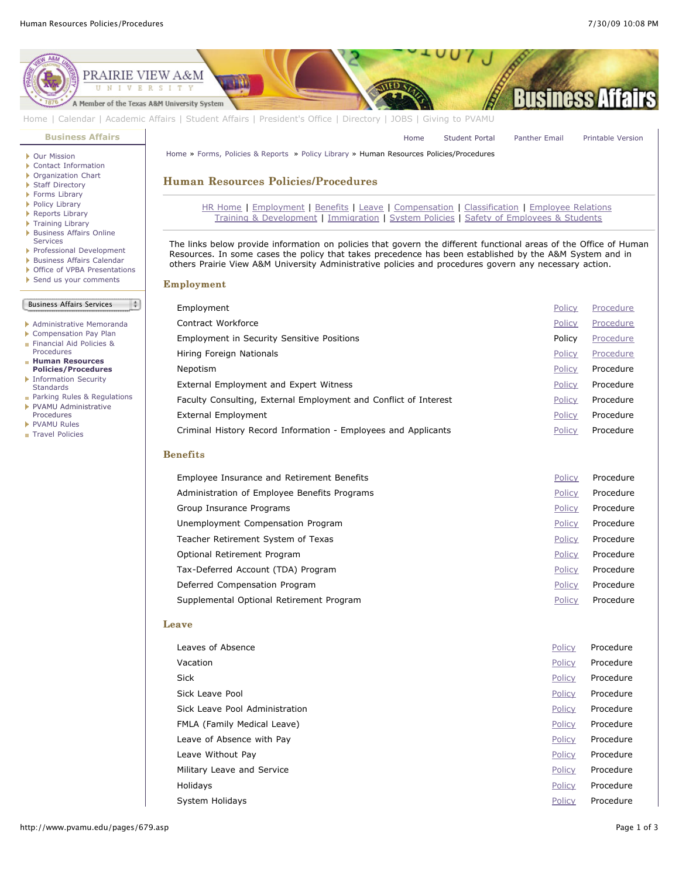Home | Calendar | Academic Affairs | Student Affairs | President's Office | Directory | JOBS | Giving to PVAMU

**Business Affairs**

- Our Mission
- Contact Information
- Organization Chart
- Staff Directory
- Forms Library
- Policy Library
- Reports Library
- Training Library
- Business Affairs Online Services
- Professional Development
- Business Affairs Calendar
- Office of VPBA Presentations
- Send us your comments

Business Affairs Services

- Administrative Memoranda
- Compensation Pay Plan
- Financial Aid Policies & Procedures
- **Human Resources Policies/Procedures**
- Information Security Standards
- Parking Rules & Regulations
- PVAMU Administrative Procedures
- PVAMU Rules
- Travel Policies

Home | Student Portal | Panther Email | Printable Version

Home » Forms, Policies & Reports » Policy Library » Human Resources Policies/Procedures

# Human Resources Policies/Procedures

HR Home | Employment | Benefits | Leave | Compensation | Classification | Employee Relations
Training & Development | Immigration | System Policies | Safety of Employees & Students

The links below provide information on policies that govern the different functional areas of the Office of Human Resources. In some cases the policy that takes precedence has been established by the A&M System and in others Prairie View A&M University Administrative policies and procedures govern any necessary action.

## Employment

| | | |
|---|---|---|
| Employment | Policy | Procedure |
| Contract Workforce | Policy | Procedure |
| Employment in Security Sensitive Positions | Policy | Procedure |
| Hiring Foreign Nationals | Policy | Procedure |
| Nepotism | Policy | Procedure |
| External Employment and Expert Witness | Policy | Procedure |
| Faculty Consulting, External Employment and Conflict of Interest | Policy | Procedure |
| External Employment | Policy | Procedure |
| Criminal History Record Information - Employees and Applicants | Policy | Procedure |

## Benefits

| | | |
|---|---|---|
| Employee Insurance and Retirement Benefits | Policy | Procedure |
| Administration of Employee Benefits Programs | Policy | Procedure |
| Group Insurance Programs | Policy | Procedure |
| Unemployment Compensation Program | Policy | Procedure |
| Teacher Retirement System of Texas | Policy | Procedure |
| Optional Retirement Program | Policy | Procedure |
| Tax-Deferred Account (TDA) Program | Policy | Procedure |
| Deferred Compensation Program | Policy | Procedure |
| Supplemental Optional Retirement Program | Policy | Procedure |

## Leave

| | | |
|---|---|---|
| Leaves of Absence | Policy | Procedure |
| Vacation | Policy | Procedure |
| Sick | Policy | Procedure |
| Sick Leave Pool | Policy | Procedure |
| Sick Leave Pool Administration | Policy | Procedure |
| FMLA (Family Medical Leave) | Policy | Procedure |
| Leave of Absence with Pay | Policy | Procedure |
| Leave Without Pay | Policy | Procedure |
| Military Leave and Service | Policy | Procedure |
| Holidays | Policy | Procedure |
| System Holidays | Policy | Procedure |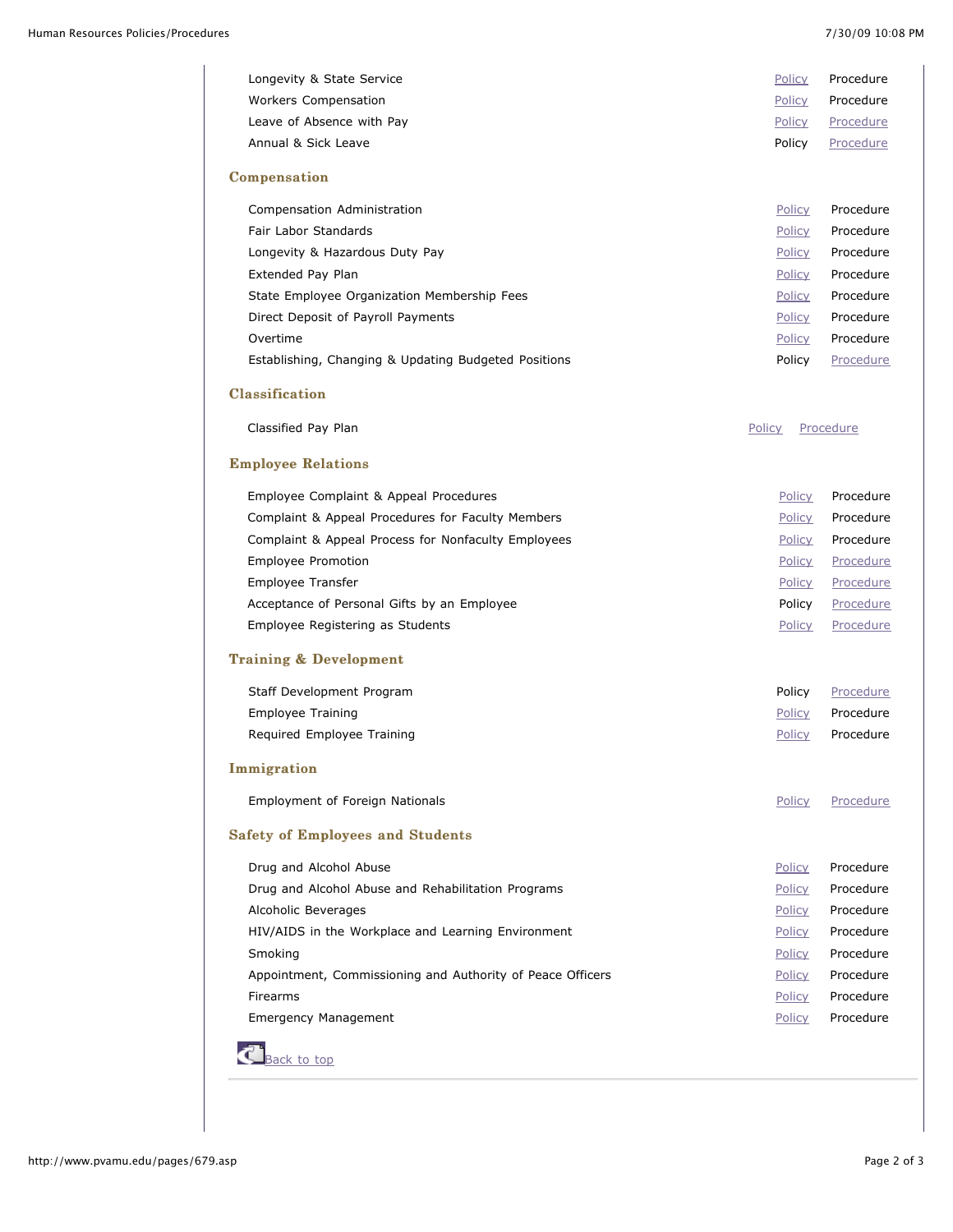| | | |
|---|---|---|
| Longevity & State Service | Policy | Procedure |
| Workers Compensation | Policy | Procedure |
| Leave of Absence with Pay | Policy | Procedure |
| Annual & Sick Leave | Policy | Procedure |

## Compensation

| | | |
|---|---|---|
| Compensation Administration | Policy | Procedure |
| Fair Labor Standards | Policy | Procedure |
| Longevity & Hazardous Duty Pay | Policy | Procedure |
| Extended Pay Plan | Policy | Procedure |
| State Employee Organization Membership Fees | Policy | Procedure |
| Direct Deposit of Payroll Payments | Policy | Procedure |
| Overtime | Policy | Procedure |
| Establishing, Changing & Updating Budgeted Positions | Policy | Procedure |

## Classification

| | | |
|---|---|---|
| Classified Pay Plan | Policy | Procedure |

## Employee Relations

| | | |
|---|---|---|
| Employee Complaint & Appeal Procedures | Policy | Procedure |
| Complaint & Appeal Procedures for Faculty Members | Policy | Procedure |
| Complaint & Appeal Process for Nonfaculty Employees | Policy | Procedure |
| Employee Promotion | Policy | Procedure |
| Employee Transfer | Policy | Procedure |
| Acceptance of Personal Gifts by an Employee | Policy | Procedure |
| Employee Registering as Students | Policy | Procedure |

## Training & Development

| | | |
|---|---|---|
| Staff Development Program | Policy | Procedure |
| Employee Training | Policy | Procedure |
| Required Employee Training | Policy | Procedure |

## Immigration

| | | |
|---|---|---|
| Employment of Foreign Nationals | Policy | Procedure |

## Safety of Employees and Students

| | | |
|---|---|---|
| Drug and Alcohol Abuse | Policy | Procedure |
| Drug and Alcohol Abuse and Rehabilitation Programs | Policy | Procedure |
| Alcoholic Beverages | Policy | Procedure |
| HIV/AIDS in the Workplace and Learning Environment | Policy | Procedure |
| Smoking | Policy | Procedure |
| Appointment, Commissioning and Authority of Peace Officers | Policy | Procedure |
| Firearms | Policy | Procedure |
| Emergency Management | Policy | Procedure |

Back to top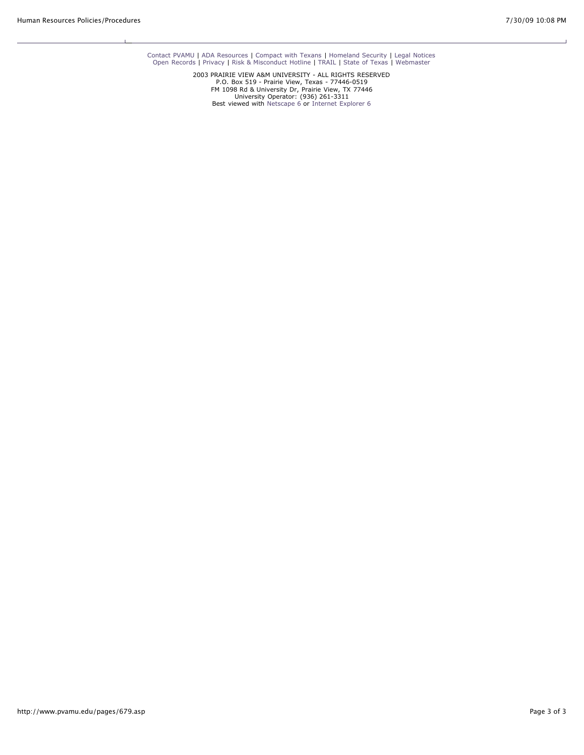Contact PVAMU | ADA Resources | Compact with Texans | Homeland Security | Legal Notices
Open Records | Privacy | Risk & Misconduct Hotline | TRAIL | State of Texas | Webmaster

2003 PRAIRIE VIEW A&M UNIVERSITY - ALL RIGHTS RESERVED
P.O. Box 519 - Prairie View, Texas - 77446-0519
FM 1098 Rd & University Dr, Prairie View, TX 77446
University Operator: (936) 261-3311
Best viewed with Netscape 6 or Internet Explorer 6